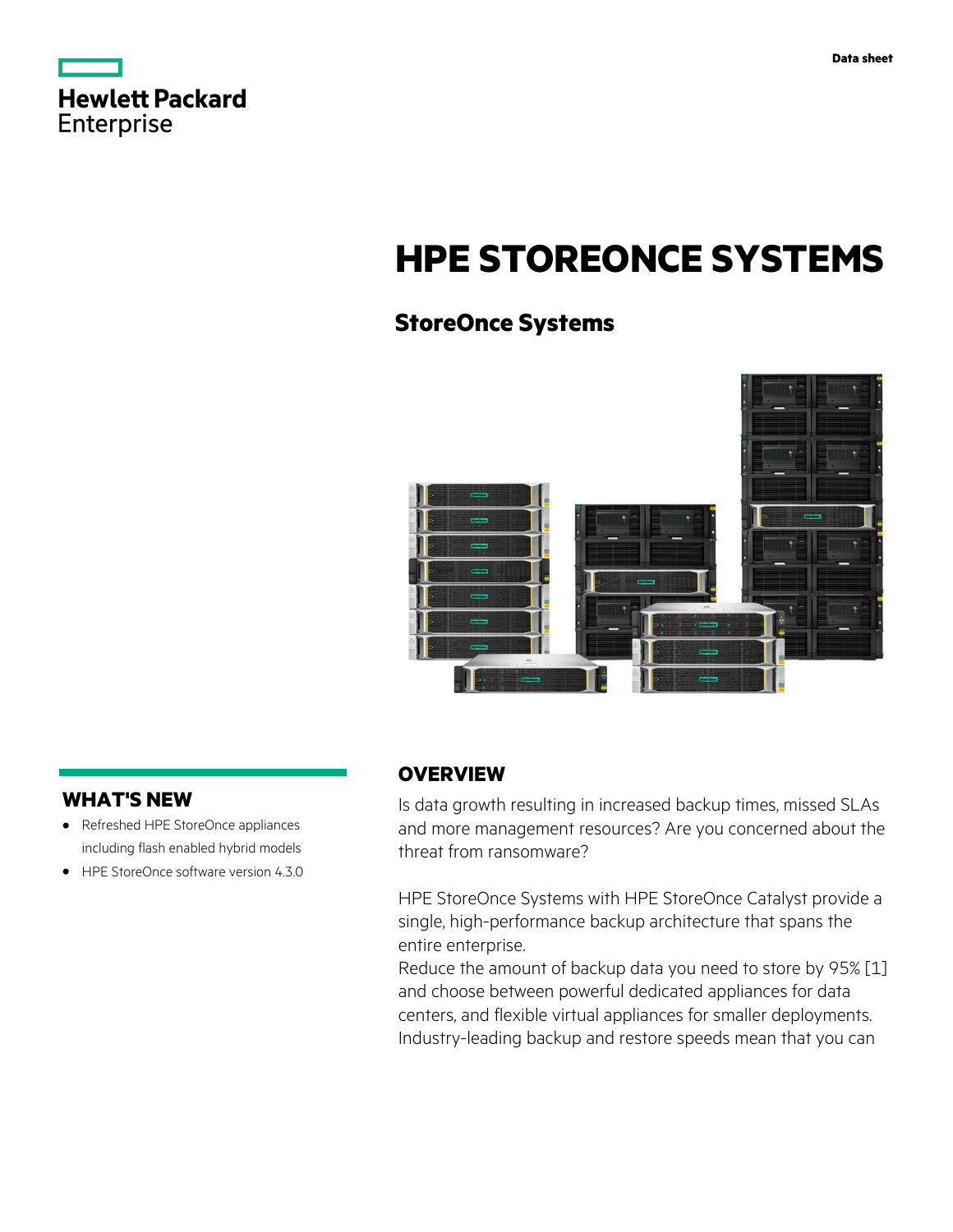Data sheet

Hewlett Packard Enterprise

# HPE STOREONCE SYSTEMS

## StoreOnce Systems

## WHAT'S NEW

- Refreshed HPE StoreOnce appliances including flash enabled hybrid models
- HPE StoreOnce software version 4.3.0

## OVERVIEW

Is data growth resulting in increased backup times, missed SLAs and more management resources? Are you concerned about the threat from ransomware?

HPE StoreOnce Systems with HPE StoreOnce Catalyst provide a single, high-performance backup architecture that spans the entire enterprise.
Reduce the amount of backup data you need to store by 95% [1] and choose between powerful dedicated appliances for data centers, and flexible virtual appliances for smaller deployments. Industry-leading backup and restore speeds mean that you can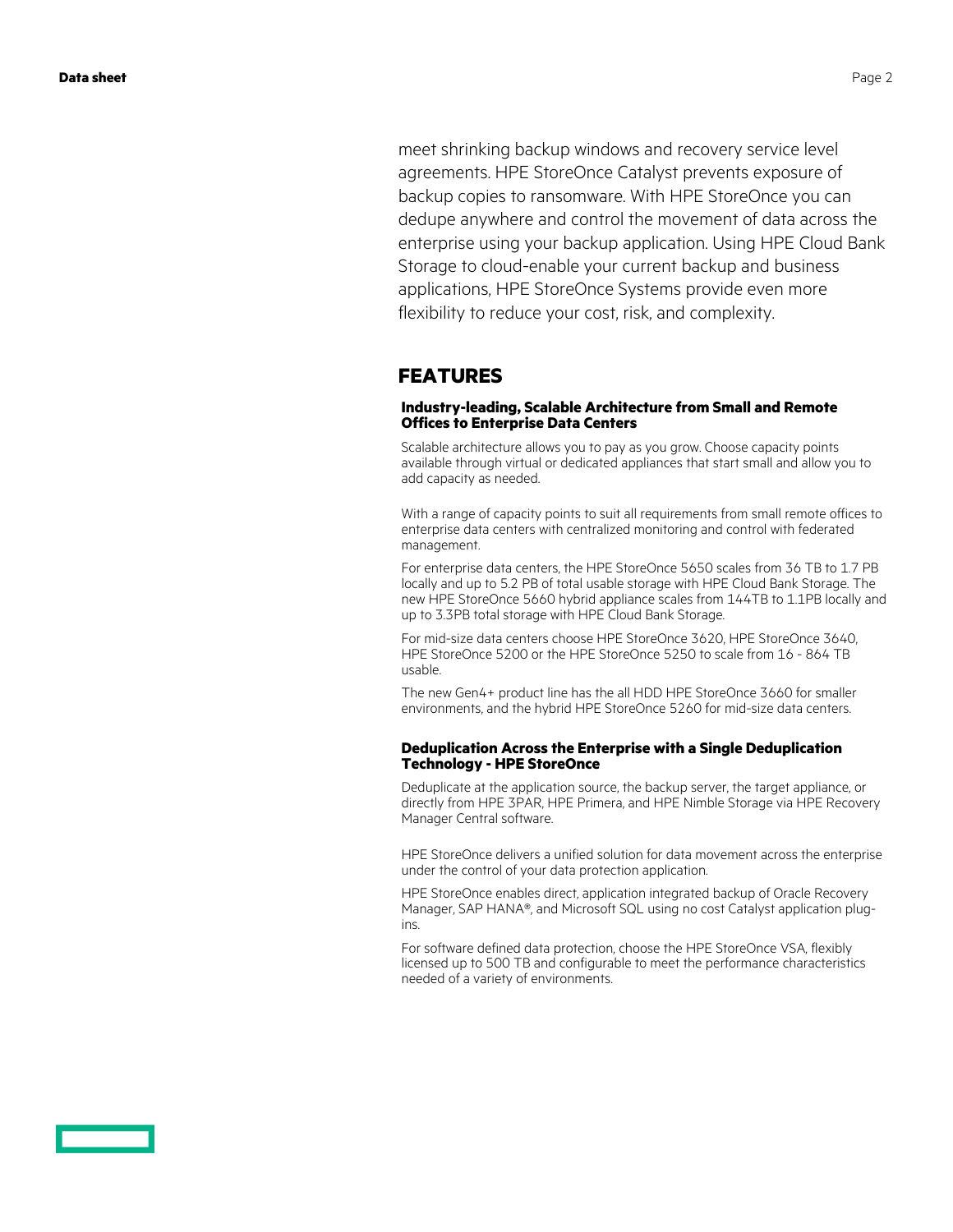meet shrinking backup windows and recovery service level agreements. HPE StoreOnce Catalyst prevents exposure of backup copies to ransomware. With HPE StoreOnce you can dedupe anywhere and control the movement of data across the enterprise using your backup application. Using HPE Cloud Bank Storage to cloud-enable your current backup and business applications, HPE StoreOnce Systems provide even more flexibility to reduce your cost, risk, and complexity.

## FEATURES

### Industry-leading, Scalable Architecture from Small and Remote Offices to Enterprise Data Centers

Scalable architecture allows you to pay as you grow. Choose capacity points available through virtual or dedicated appliances that start small and allow you to add capacity as needed.

With a range of capacity points to suit all requirements from small remote offices to enterprise data centers with centralized monitoring and control with federated management.

For enterprise data centers, the HPE StoreOnce 5650 scales from 36 TB to 1.7 PB locally and up to 5.2 PB of total usable storage with HPE Cloud Bank Storage. The new HPE StoreOnce 5660 hybrid appliance scales from 144TB to 1.1PB locally and up to 3.3PB total storage with HPE Cloud Bank Storage.

For mid-size data centers choose HPE StoreOnce 3620, HPE StoreOnce 3640, HPE StoreOnce 5200 or the HPE StoreOnce 5250 to scale from 16 - 864 TB usable.

The new Gen4+ product line has the all HDD HPE StoreOnce 3660 for smaller environments, and the hybrid HPE StoreOnce 5260 for mid-size data centers.

### Deduplication Across the Enterprise with a Single Deduplication Technology - HPE StoreOnce

Deduplicate at the application source, the backup server, the target appliance, or directly from HPE 3PAR, HPE Primera, and HPE Nimble Storage via HPE Recovery Manager Central software.

HPE StoreOnce delivers a unified solution for data movement across the enterprise under the control of your data protection application.

HPE StoreOnce enables direct, application integrated backup of Oracle Recovery Manager, SAP HANA®, and Microsoft SQL using no cost Catalyst application plug-ins.

For software defined data protection, choose the HPE StoreOnce VSA, flexibly licensed up to 500 TB and configurable to meet the performance characteristics needed of a variety of environments.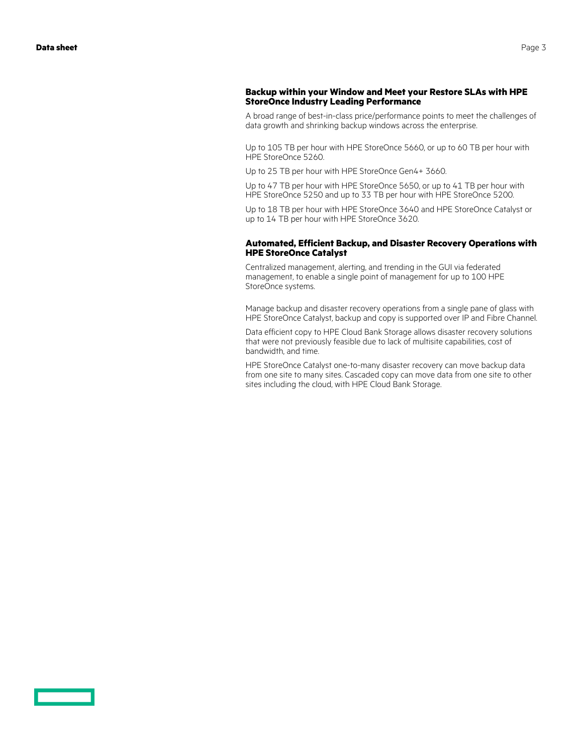### Backup within your Window and Meet your Restore SLAs with HPE StoreOnce Industry Leading Performance

A broad range of best-in-class price/performance points to meet the challenges of data growth and shrinking backup windows across the enterprise.

Up to 105 TB per hour with HPE StoreOnce 5660, or up to 60 TB per hour with HPE StoreOnce 5260.

Up to 25 TB per hour with HPE StoreOnce Gen4+ 3660.

Up to 47 TB per hour with HPE StoreOnce 5650, or up to 41 TB per hour with HPE StoreOnce 5250 and up to 33 TB per hour with HPE StoreOnce 5200.

Up to 18 TB per hour with HPE StoreOnce 3640 and HPE StoreOnce Catalyst or up to 14 TB per hour with HPE StoreOnce 3620.

### Automated, Efficient Backup, and Disaster Recovery Operations with HPE StoreOnce Catalyst

Centralized management, alerting, and trending in the GUI via federated management, to enable a single point of management for up to 100 HPE StoreOnce systems.

Manage backup and disaster recovery operations from a single pane of glass with HPE StoreOnce Catalyst, backup and copy is supported over IP and Fibre Channel.

Data efficient copy to HPE Cloud Bank Storage allows disaster recovery solutions that were not previously feasible due to lack of multisite capabilities, cost of bandwidth, and time.

HPE StoreOnce Catalyst one-to-many disaster recovery can move backup data from one site to many sites. Cascaded copy can move data from one site to other sites including the cloud, with HPE Cloud Bank Storage.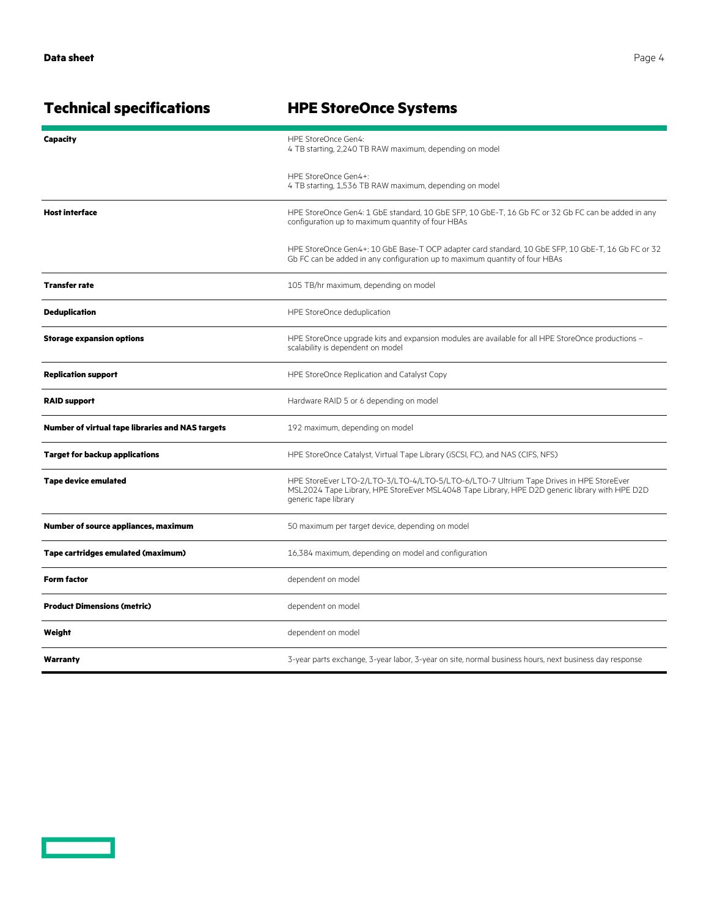| Technical specifications | HPE StoreOnce Systems |
|---|---|
| **Capacity** | HPE StoreOnce Gen4:<br>4 TB starting, 2,240 TB RAW maximum, depending on model<br><br>HPE StoreOnce Gen4+:<br>4 TB starting, 1,536 TB RAW maximum, depending on model |
| **Host interface** | HPE StoreOnce Gen4: 1 GbE standard, 10 GbE SFP, 10 GbE-T, 16 Gb FC or 32 Gb FC can be added in any configuration up to maximum quantity of four HBAs<br><br>HPE StoreOnce Gen4+: 10 GbE Base-T OCP adapter card standard, 10 GbE SFP, 10 GbE-T, 16 Gb FC or 32 Gb FC can be added in any configuration up to maximum quantity of four HBAs |
| **Transfer rate** | 105 TB/hr maximum, depending on model |
| **Deduplication** | HPE StoreOnce deduplication |
| **Storage expansion options** | HPE StoreOnce upgrade kits and expansion modules are available for all HPE StoreOnce productions – scalability is dependent on model |
| **Replication support** | HPE StoreOnce Replication and Catalyst Copy |
| **RAID support** | Hardware RAID 5 or 6 depending on model |
| **Number of virtual tape libraries and NAS targets** | 192 maximum, depending on model |
| **Target for backup applications** | HPE StoreOnce Catalyst, Virtual Tape Library (iSCSI, FC), and NAS (CIFS, NFS) |
| **Tape device emulated** | HPE StoreEver LTO-2/LTO-3/LTO-4/LTO-5/LTO-6/LTO-7 Ultrium Tape Drives in HPE StoreEver MSL2024 Tape Library, HPE StoreEver MSL4048 Tape Library, HPE D2D generic library with HPE D2D generic tape library |
| **Number of source appliances, maximum** | 50 maximum per target device, depending on model |
| **Tape cartridges emulated (maximum)** | 16,384 maximum, depending on model and configuration |
| **Form factor** | dependent on model |
| **Product Dimensions (metric)** | dependent on model |
| **Weight** | dependent on model |
| **Warranty** | 3-year parts exchange, 3-year labor, 3-year on site, normal business hours, next business day response |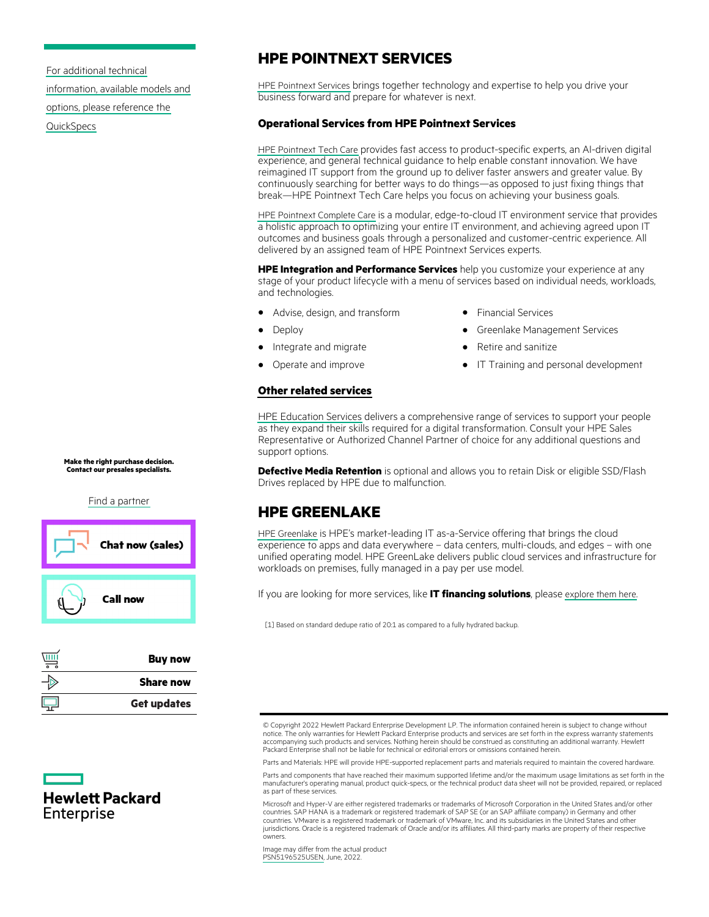For additional technical information, available models and options, please reference the QuickSpecs

## HPE POINTNEXT SERVICES

HPE Pointnext Services brings together technology and expertise to help you drive your business forward and prepare for whatever is next.

### Operational Services from HPE Pointnext Services

HPE Pointnext Tech Care provides fast access to product-specific experts, an AI-driven digital experience, and general technical guidance to help enable constant innovation. We have reimagined IT support from the ground up to deliver faster answers and greater value. By continuously searching for better ways to do things—as opposed to just fixing things that break—HPE Pointnext Tech Care helps you focus on achieving your business goals.

HPE Pointnext Complete Care is a modular, edge-to-cloud IT environment service that provides a holistic approach to optimizing your entire IT environment, and achieving agreed upon IT outcomes and business goals through a personalized and customer-centric experience. All delivered by an assigned team of HPE Pointnext Services experts.

**HPE Integration and Performance Services** help you customize your experience at any stage of your product lifecycle with a menu of services based on individual needs, workloads, and technologies.

- Advise, design, and transform
- Deploy
- Integrate and migrate
- Operate and improve
- Financial Services
- Greenlake Management Services
- Retire and sanitize
- IT Training and personal development

### Other related services

HPE Education Services delivers a comprehensive range of services to support your people as they expand their skills required for a digital transformation. Consult your HPE Sales Representative or Authorized Channel Partner of choice for any additional questions and support options.

**Defective Media Retention** is optional and allows you to retain Disk or eligible SSD/Flash Drives replaced by HPE due to malfunction.

## HPE GREENLAKE

HPE Greenlake is HPE's market-leading IT as-a-Service offering that brings the cloud experience to apps and data everywhere – data centers, multi-clouds, and edges – with one unified operating model. HPE GreenLake delivers public cloud services and infrastructure for workloads on premises, fully managed in a pay per use model.

If you are looking for more services, like **IT financing solutions**, please explore them here.

[1] Based on standard dedupe ratio of 20:1 as compared to a fully hydrated backup.

**Make the right purchase decision. Contact our presales specialists.**

Find a partner

Chat now (sales)

Call now

Buy now

Share now

Get updates

Hewlett Packard Enterprise

© Copyright 2022 Hewlett Packard Enterprise Development LP. The information contained herein is subject to change without notice. The only warranties for Hewlett Packard Enterprise products and services are set forth in the express warranty statements accompanying such products and services. Nothing herein should be construed as constituting an additional warranty. Hewlett Packard Enterprise shall not be liable for technical or editorial errors or omissions contained herein.

Parts and Materials: HPE will provide HPE-supported replacement parts and materials required to maintain the covered hardware.

Parts and components that have reached their maximum supported lifetime and/or the maximum usage limitations as set forth in the manufacturer's operating manual, product quick-specs, or the technical product data sheet will not be provided, repaired, or replaced as part of these services.

Microsoft and Hyper-V are either registered trademarks or trademarks of Microsoft Corporation in the United States and/or other countries. SAP HANA is a trademark or registered trademark of SAP SE (or an SAP affiliate company) in Germany and other countries. VMware is a registered trademark or trademark of VMware, Inc. and its subsidiaries in the United States and other jurisdictions. Oracle is a registered trademark of Oracle and/or its affiliates. All third-party marks are property of their respective owners.

Image may differ from the actual product
PSN5196525USEN, June, 2022.